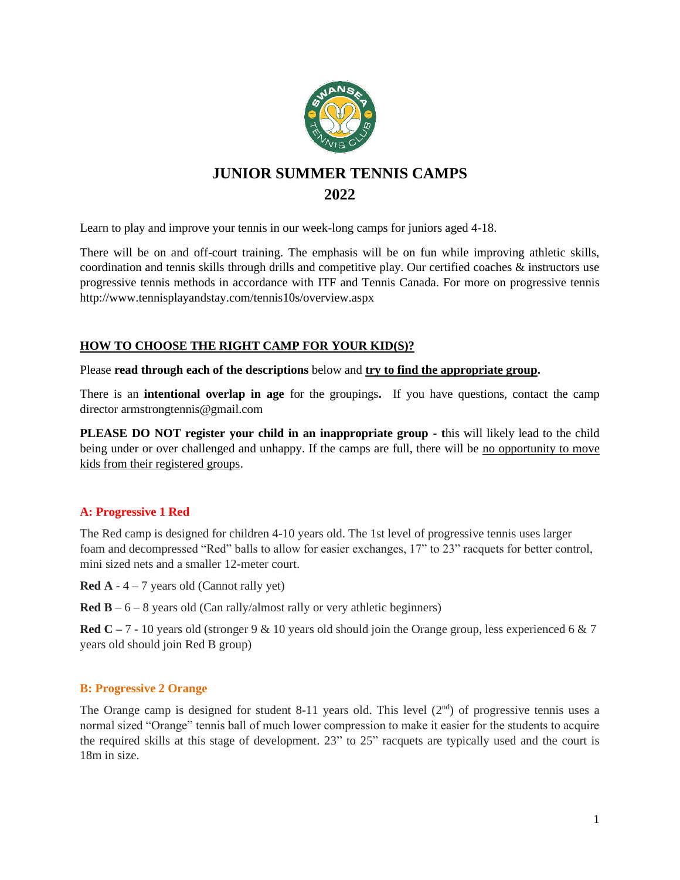# JUNIOR SUMMER TENNIS CAMPS 2022

Learn to play and improve your tennis in our week-long camps for juniors aged 4-18.

There will be on and off-court training. The emphasis will be on fun while improving athletic skills, coordination and tennis skills through drills and competitive play. Our certified coaches & instructors use progressive tennis methods in accordance with ITF and Tennis Canada. For more on progressive tennis http://www.tennisplayandstay.com/tennis10s/overview.aspx

## HOW TO CHOOSE THE RIGHT CAMP FOR YOUR KID(S)?

Please **read through each of the descriptions** below and **try to find the appropriate group.**

There is an **intentional overlap in age** for the groupings**.** If you have questions, contact the camp director armstrongtennis@gmail.com

**PLEASE DO NOT register your child in an inappropriate group - t**his will likely lead to the child being under or over challenged and unhappy. If the camps are full, there will be no opportunity to move kids from their registered groups.

### A: Progressive 1 Red

The Red camp is designed for children 4-10 years old. The 1st level of progressive tennis uses larger foam and decompressed "Red" balls to allow for easier exchanges, 17" to 23" racquets for better control, mini sized nets and a smaller 12-meter court.

**Red A** - 4 – 7 years old (Cannot rally yet)

**Red B** – 6 – 8 years old (Can rally/almost rally or very athletic beginners)

**Red C –** 7 - 10 years old (stronger 9 & 10 years old should join the Orange group, less experienced 6 & 7 years old should join Red B group)

### B: Progressive 2 Orange

The Orange camp is designed for student 8-11 years old. This level (2nd) of progressive tennis uses a normal sized "Orange" tennis ball of much lower compression to make it easier for the students to acquire the required skills at this stage of development. 23" to 25" racquets are typically used and the court is 18m in size.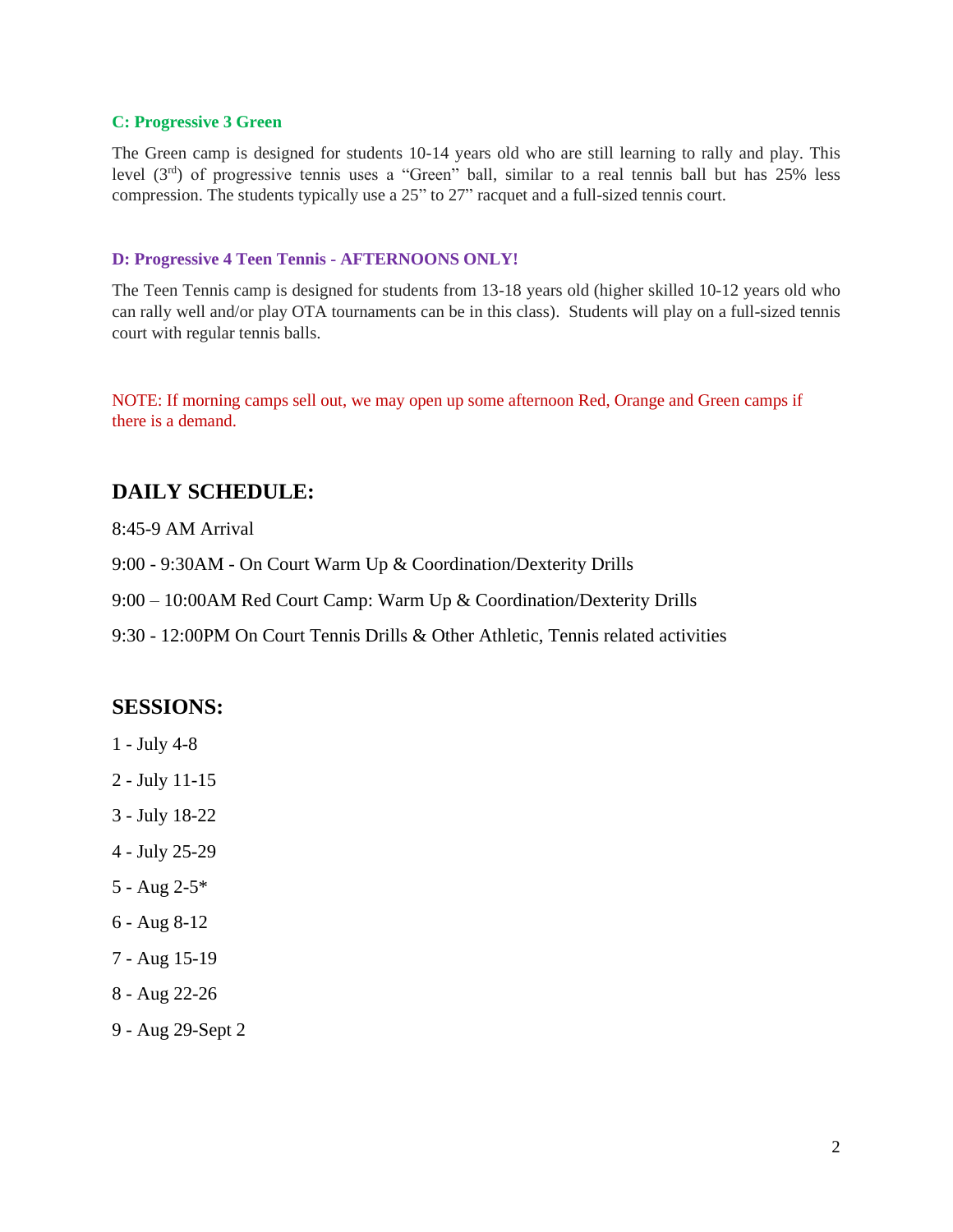### C: Progressive 3 Green

The Green camp is designed for students 10-14 years old who are still learning to rally and play. This level (3rd) of progressive tennis uses a "Green" ball, similar to a real tennis ball but has 25% less compression. The students typically use a 25" to 27" racquet and a full-sized tennis court.

### D: Progressive 4 Teen Tennis - AFTERNOONS ONLY!

The Teen Tennis camp is designed for students from 13-18 years old (higher skilled 10-12 years old who can rally well and/or play OTA tournaments can be in this class). Students will play on a full-sized tennis court with regular tennis balls.

NOTE: If morning camps sell out, we may open up some afternoon Red, Orange and Green camps if there is a demand.

## DAILY SCHEDULE:

8:45-9 AM Arrival

9:00 - 9:30AM - On Court Warm Up & Coordination/Dexterity Drills

9:00 – 10:00AM Red Court Camp: Warm Up & Coordination/Dexterity Drills

9:30 - 12:00PM On Court Tennis Drills & Other Athletic, Tennis related activities

## SESSIONS:

1 - July 4-8

2 - July 11-15

3 - July 18-22

4 - July 25-29

5 - Aug 2-5*

6 - Aug 8-12

7 - Aug 15-19

8 - Aug 22-26

9 - Aug 29-Sept 2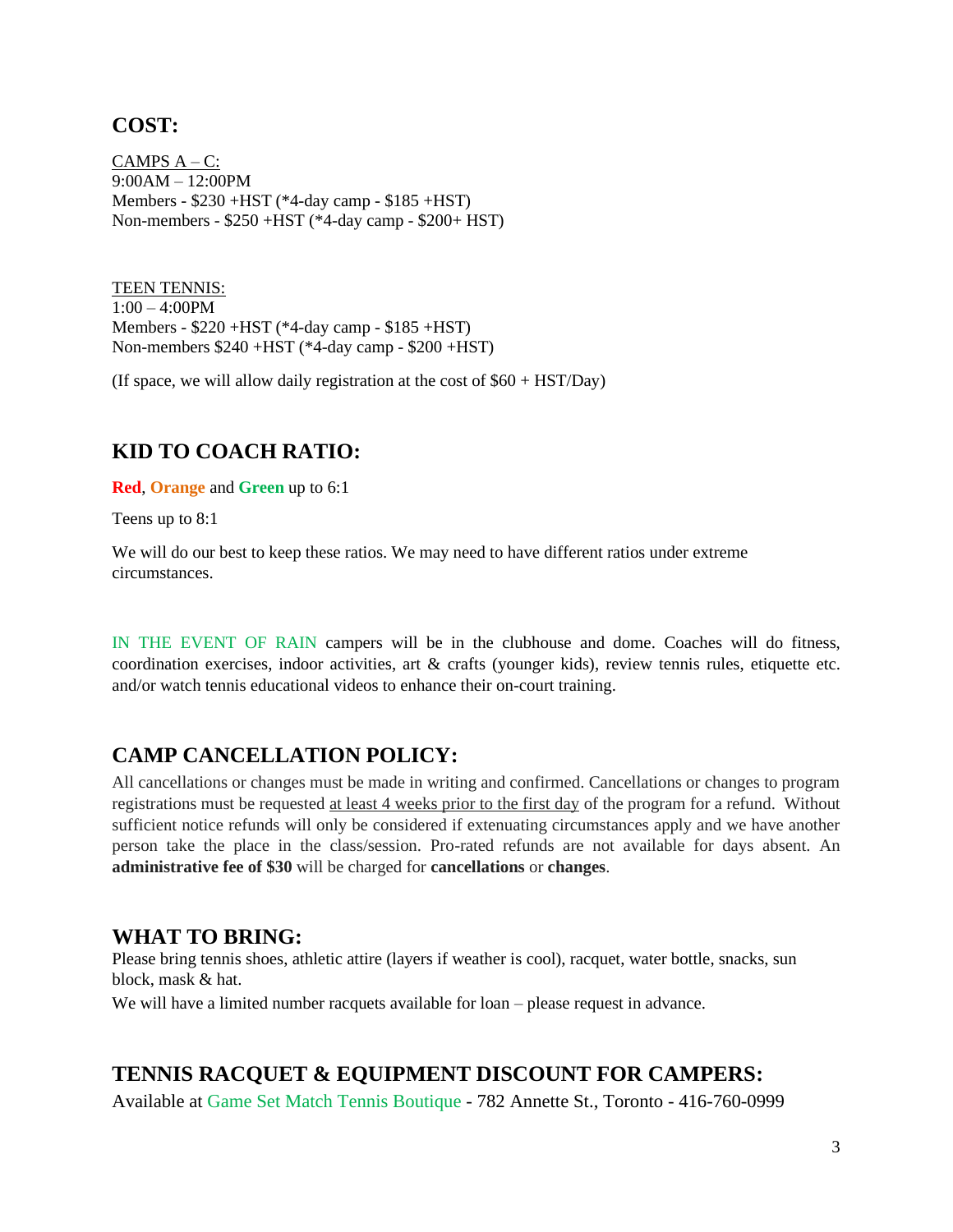## COST:

CAMPS A – C:
9:00AM – 12:00PM
Members - $230 +HST (*4-day camp - $185 +HST)
Non-members - $250 +HST (*4-day camp - $200+ HST)

TEEN TENNIS:
1:00 – 4:00PM
Members - $220 +HST (*4-day camp - $185 +HST)
Non-members $240 +HST (*4-day camp - $200 +HST)

(If space, we will allow daily registration at the cost of $60 + HST/Day)

## KID TO COACH RATIO:

**Red**, **Orange** and **Green** up to 6:1

Teens up to 8:1

We will do our best to keep these ratios. We may need to have different ratios under extreme circumstances.

IN THE EVENT OF RAIN campers will be in the clubhouse and dome. Coaches will do fitness, coordination exercises, indoor activities, art & crafts (younger kids), review tennis rules, etiquette etc. and/or watch tennis educational videos to enhance their on-court training.

## CAMP CANCELLATION POLICY:

All cancellations or changes must be made in writing and confirmed. Cancellations or changes to program registrations must be requested at least 4 weeks prior to the first day of the program for a refund. Without sufficient notice refunds will only be considered if extenuating circumstances apply and we have another person take the place in the class/session. Pro-rated refunds are not available for days absent. An **administrative fee of $30** will be charged for **cancellations** or **changes**.

## WHAT TO BRING:

Please bring tennis shoes, athletic attire (layers if weather is cool), racquet, water bottle, snacks, sun block, mask & hat.

We will have a limited number racquets available for loan – please request in advance.

## TENNIS RACQUET & EQUIPMENT DISCOUNT FOR CAMPERS:

Available at Game Set Match Tennis Boutique - 782 Annette St., Toronto - 416-760-0999